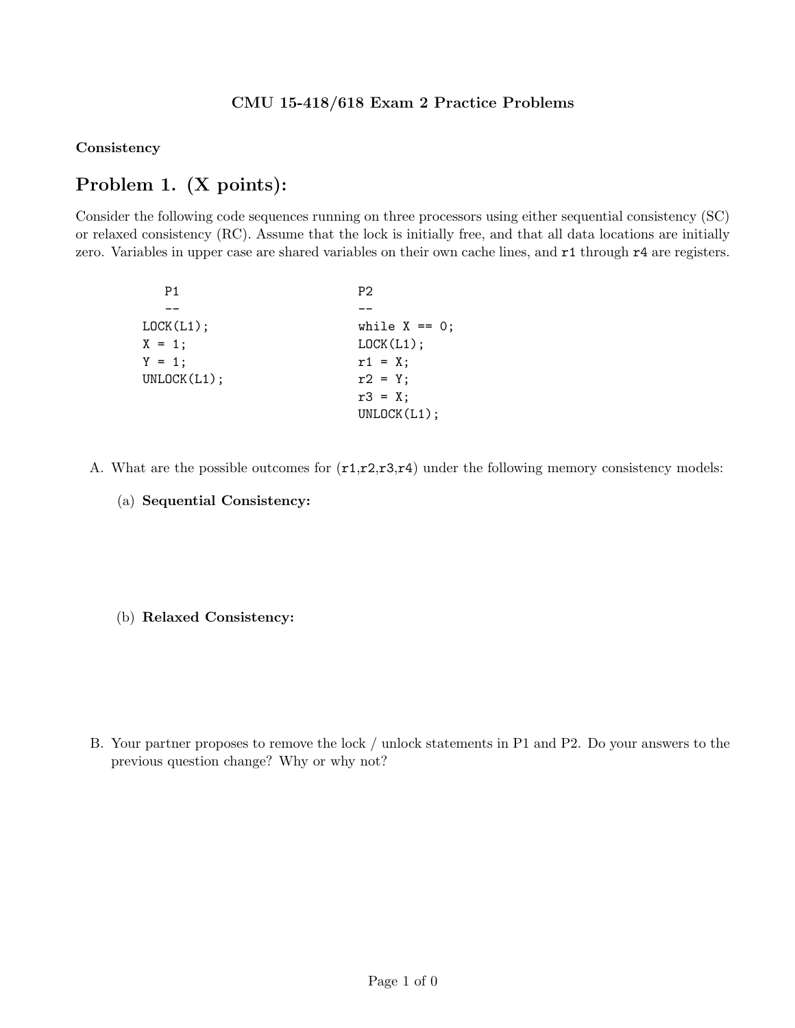# CMU 15-418/618 Exam 2 Practice Problems

**Consistency**

## Problem 1. (X points):

Consider the following code sequences running on three processors using either sequential consistency (SC) or relaxed consistency (RC). Assume that the lock is initially free, and that all data locations are initially zero. Variables in upper case are shared variables on their own cache lines, and `r1` through `r4` are registers.

```
   P1                        P2
   --                        --
LOCK(L1);                 while X == 0;
X = 1;                    LOCK(L1);
Y = 1;                    r1 = X;
UNLOCK(L1);               r2 = Y;
                          r3 = X;
                          UNLOCK(L1);
```

A. What are the possible outcomes for (`r1`,`r2`,`r3`,`r4`) under the following memory consistency models:

   (a) **Sequential Consistency:**

   (b) **Relaxed Consistency:**

B. Your partner proposes to remove the lock / unlock statements in P1 and P2. Do your answers to the previous question change? Why or why not?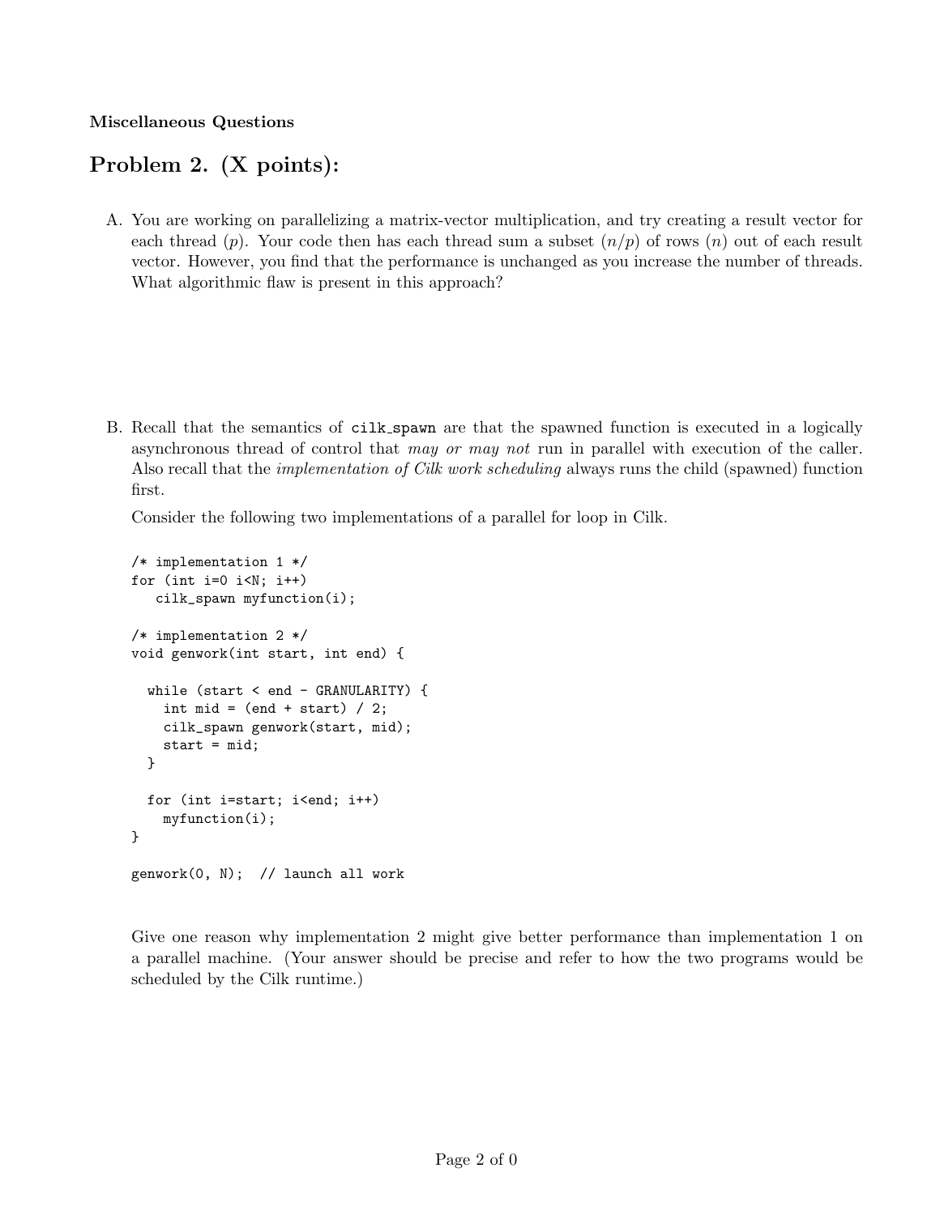**Miscellaneous Questions**

# Problem 2. (X points):

A. You are working on parallelizing a matrix-vector multiplication, and try creating a result vector for each thread ($p$). Your code then has each thread sum a subset ($n/p$) of rows ($n$) out of each result vector. However, you find that the performance is unchanged as you increase the number of threads. What algorithmic flaw is present in this approach?

B. Recall that the semantics of `cilk_spawn` are that the spawned function is executed in a logically asynchronous thread of control that *may or may not* run in parallel with execution of the caller. Also recall that the *implementation of Cilk work scheduling* always runs the child (spawned) function first.

   Consider the following two implementations of a parallel for loop in Cilk.

```
/* implementation 1 */
for (int i=0 i<N; i++)
   cilk_spawn myfunction(i);

/* implementation 2 */
void genwork(int start, int end) {

  while (start < end - GRANULARITY) {
    int mid = (end + start) / 2;
    cilk_spawn genwork(start, mid);
    start = mid;
  }

  for (int i=start; i<end; i++)
    myfunction(i);
}

genwork(0, N);  // launch all work
```

   Give one reason why implementation 2 might give better performance than implementation 1 on a parallel machine. (Your answer should be precise and refer to how the two programs would be scheduled by the Cilk runtime.)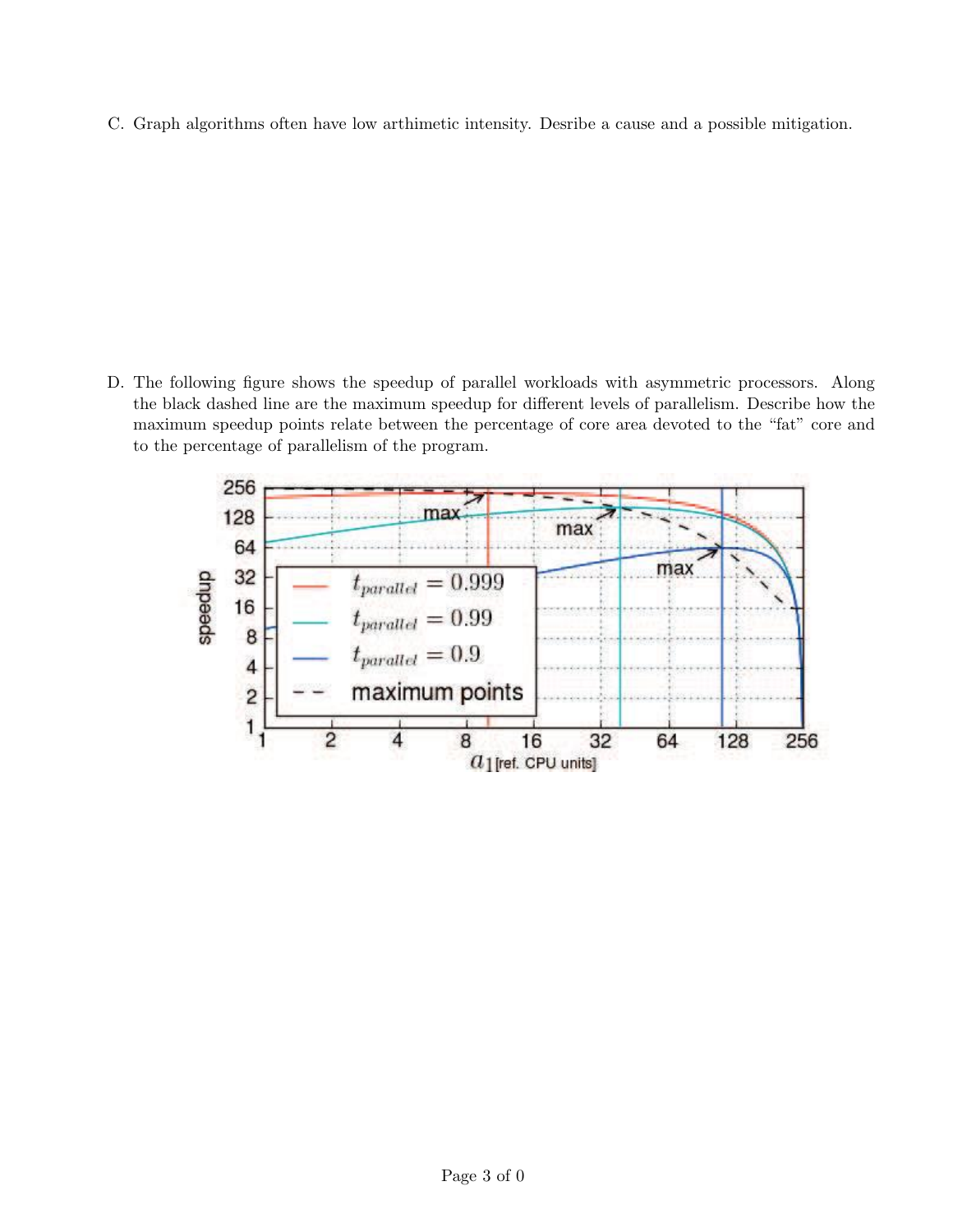C. Graph algorithms often have low arthimetic intensity. Desribe a cause and a possible mitigation.

D. The following figure shows the speedup of parallel workloads with asymmetric processors. Along the black dashed line are the maximum speedup for different levels of parallelism. Describe how the maximum speedup points relate between the percentage of core area devoted to the "fat" core and to the percentage of parallelism of the program.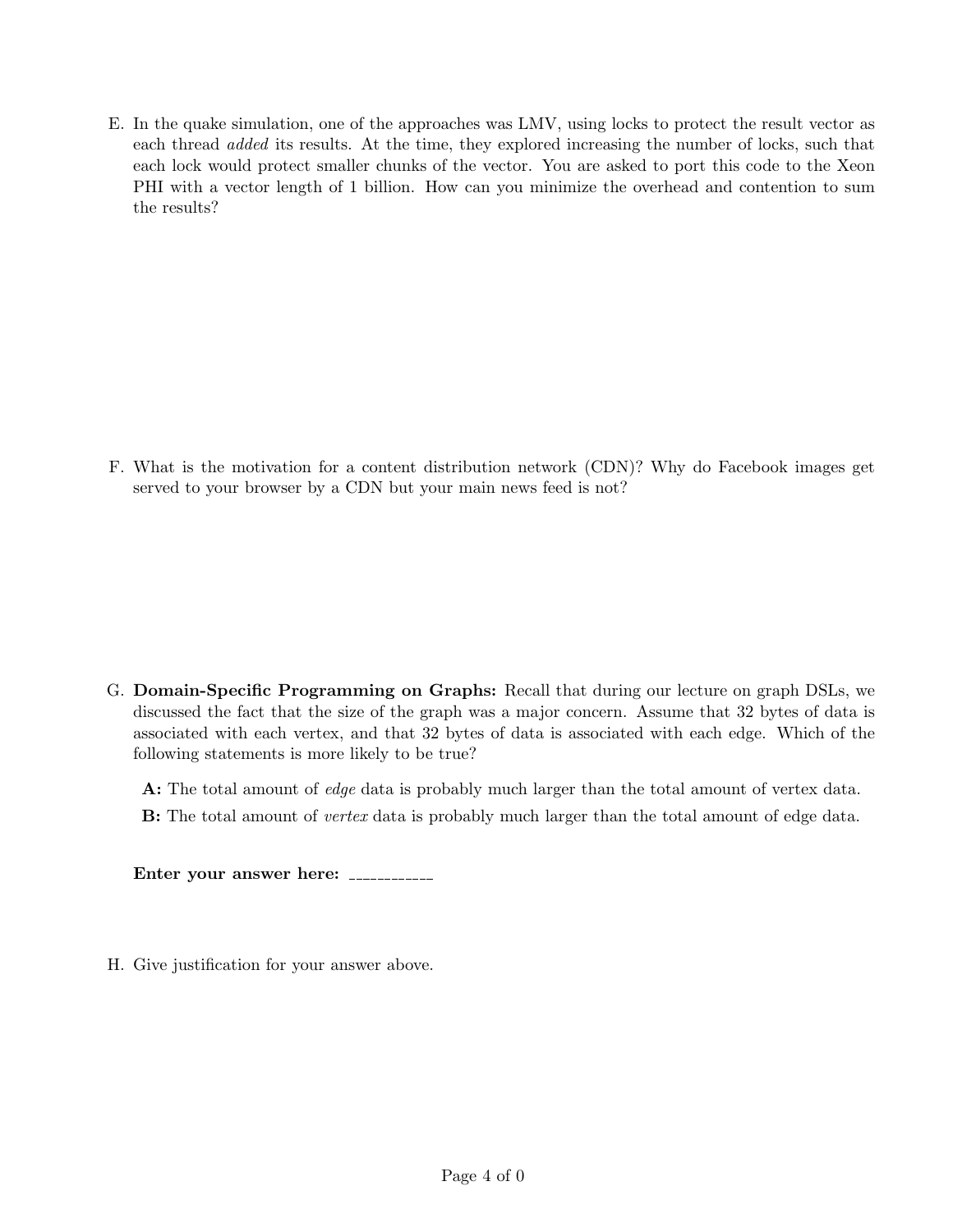E. In the quake simulation, one of the approaches was LMV, using locks to protect the result vector as each thread *added* its results. At the time, they explored increasing the number of locks, such that each lock would protect smaller chunks of the vector. You are asked to port this code to the Xeon PHI with a vector length of 1 billion. How can you minimize the overhead and contention to sum the results?

F. What is the motivation for a content distribution network (CDN)? Why do Facebook images get served to your browser by a CDN but your main news feed is not?

G. **Domain-Specific Programming on Graphs:** Recall that during our lecture on graph DSLs, we discussed the fact that the size of the graph was a major concern. Assume that 32 bytes of data is associated with each vertex, and that 32 bytes of data is associated with each edge. Which of the following statements is more likely to be true?

**A:** The total amount of *edge* data is probably much larger than the total amount of vertex data.

**B:** The total amount of *vertex* data is probably much larger than the total amount of edge data.

**Enter your answer here:** ___________

H. Give justification for your answer above.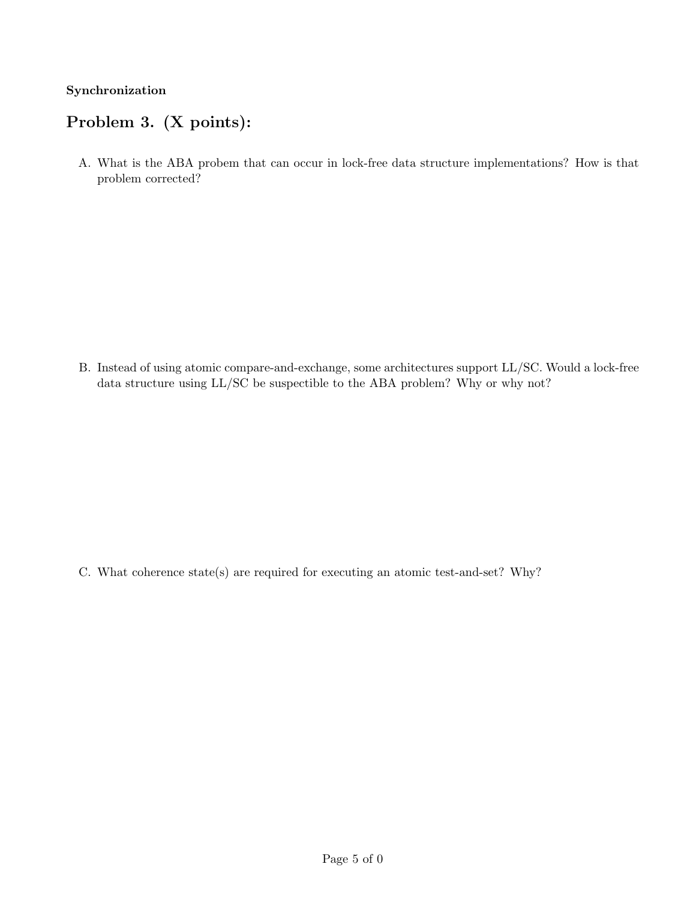**Synchronization**

## Problem 3. (X points):

A. What is the ABA probem that can occur in lock-free data structure implementations? How is that problem corrected?

B. Instead of using atomic compare-and-exchange, some architectures support LL/SC. Would a lock-free data structure using LL/SC be suspectible to the ABA problem? Why or why not?

C. What coherence state(s) are required for executing an atomic test-and-set? Why?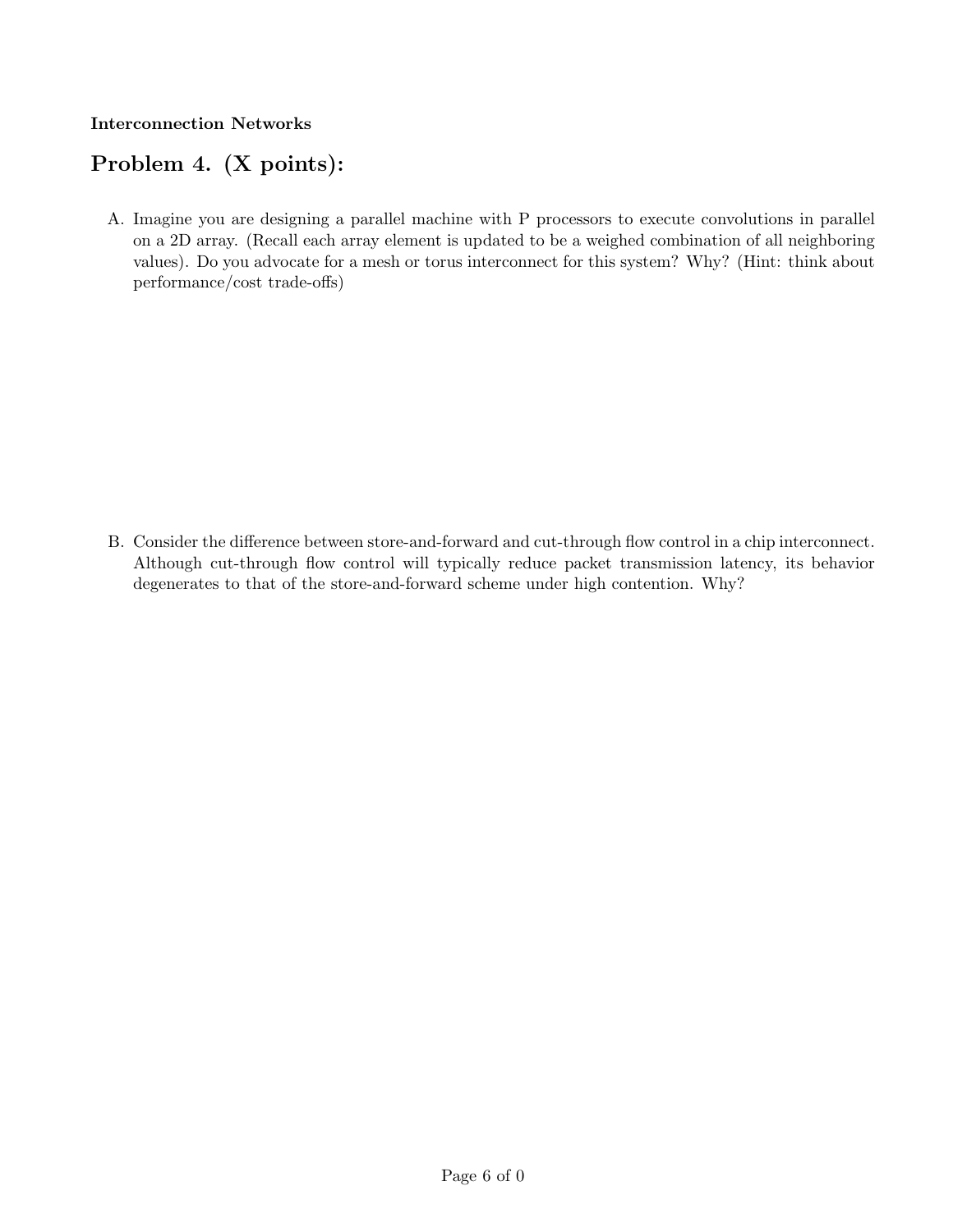**Interconnection Networks**

## Problem 4. (X points):

A. Imagine you are designing a parallel machine with P processors to execute convolutions in parallel on a 2D array. (Recall each array element is updated to be a weighed combination of all neighboring values). Do you advocate for a mesh or torus interconnect for this system? Why? (Hint: think about performance/cost trade-offs)

B. Consider the difference between store-and-forward and cut-through flow control in a chip interconnect. Although cut-through flow control will typically reduce packet transmission latency, its behavior degenerates to that of the store-and-forward scheme under high contention. Why?